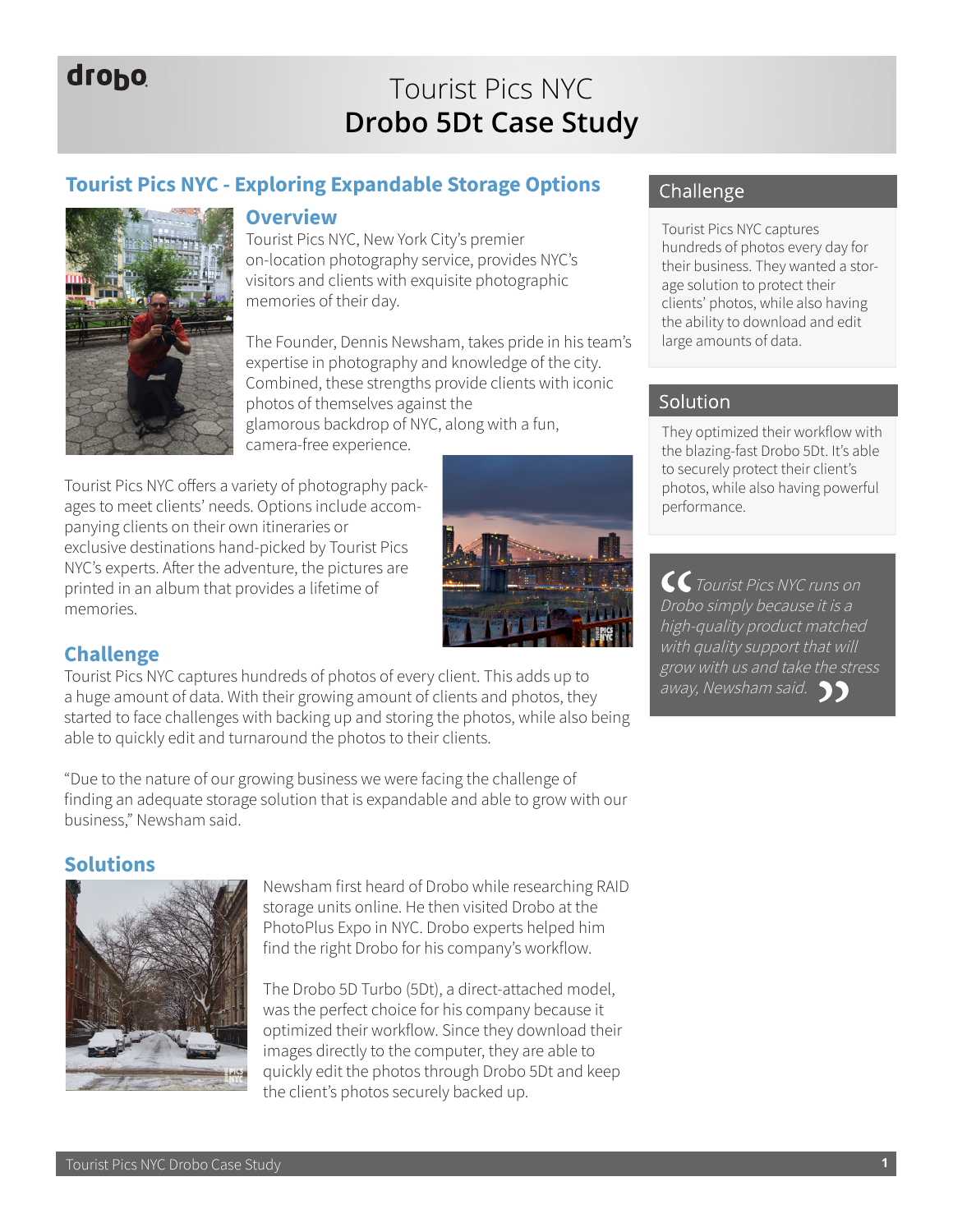# Tourist Pics NYC
# Drobo 5Dt Case Study

## Tourist Pics NYC - Exploring Expandable Storage Options

### Overview

Tourist Pics NYC, New York City's premier on-location photography service, provides NYC's visitors and clients with exquisite photographic memories of their day.

The Founder, Dennis Newsham, takes pride in his team's expertise in photography and knowledge of the city. Combined, these strengths provide clients with iconic photos of themselves against the glamorous backdrop of NYC, along with a fun, camera-free experience.

Tourist Pics NYC offers a variety of photography packages to meet clients' needs. Options include accompanying clients on their own itineraries or exclusive destinations hand-picked by Tourist Pics NYC's experts. After the adventure, the pictures are printed in an album that provides a lifetime of memories.

### Challenge

Tourist Pics NYC captures hundreds of photos of every client. This adds up to a huge amount of data. With their growing amount of clients and photos, they started to face challenges with backing up and storing the photos, while also being able to quickly edit and turnaround the photos to their clients.

"Due to the nature of our growing business we were facing the challenge of finding an adequate storage solution that is expandable and able to grow with our business," Newsham said.

### Solutions

Newsham first heard of Drobo while researching RAID storage units online. He then visited Drobo at the PhotoPlus Expo in NYC. Drobo experts helped him find the right Drobo for his company's workflow.

The Drobo 5D Turbo (5Dt), a direct-attached model, was the perfect choice for his company because it optimized their workflow. Since they download their images directly to the computer, they are able to quickly edit the photos through Drobo 5Dt and keep the client's photos securely backed up.

## Challenge

Tourist Pics NYC captures hundreds of photos every day for their business. They wanted a storage solution to protect their clients' photos, while also having the ability to download and edit large amounts of data.

## Solution

They optimized their workflow with the blazing-fast Drobo 5Dt. It's able to securely protect their client's photos, while also having powerful performance.

> *"Tourist Pics NYC runs on Drobo simply because it is a high-quality product matched with quality support that will grow with us and take the stress away, Newsham said."*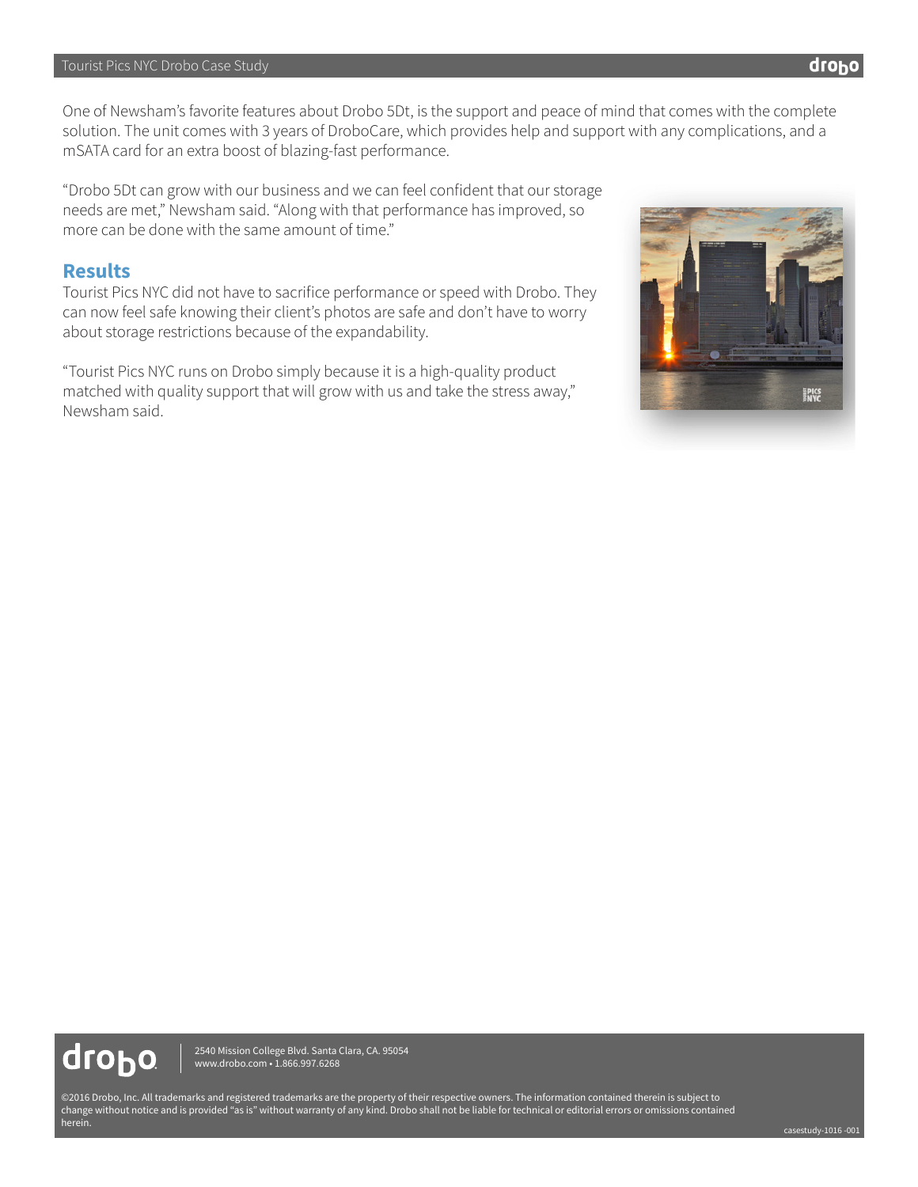One of Newsham's favorite features about Drobo 5Dt, is the support and peace of mind that comes with the complete solution. The unit comes with 3 years of DroboCare, which provides help and support with any complications, and a mSATA card for an extra boost of blazing-fast performance.

"Drobo 5Dt can grow with our business and we can feel confident that our storage needs are met," Newsham said. "Along with that performance has improved, so more can be done with the same amount of time."

## Results

Tourist Pics NYC did not have to sacrifice performance or speed with Drobo. They can now feel safe knowing their client's photos are safe and don't have to worry about storage restrictions because of the expandability.

"Tourist Pics NYC runs on Drobo simply because it is a high-quality product matched with quality support that will grow with us and take the stress away," Newsham said.

drobo

2540 Mission College Blvd. Santa Clara, CA. 95054
www.drobo.com • 1.866.997.6268

©2016 Drobo, Inc. All trademarks and registered trademarks are the property of their respective owners. The information contained therein is subject to change without notice and is provided "as is" without warranty of any kind. Drobo shall not be liable for technical or editorial errors or omissions contained herein.

casestudy-1016 -001